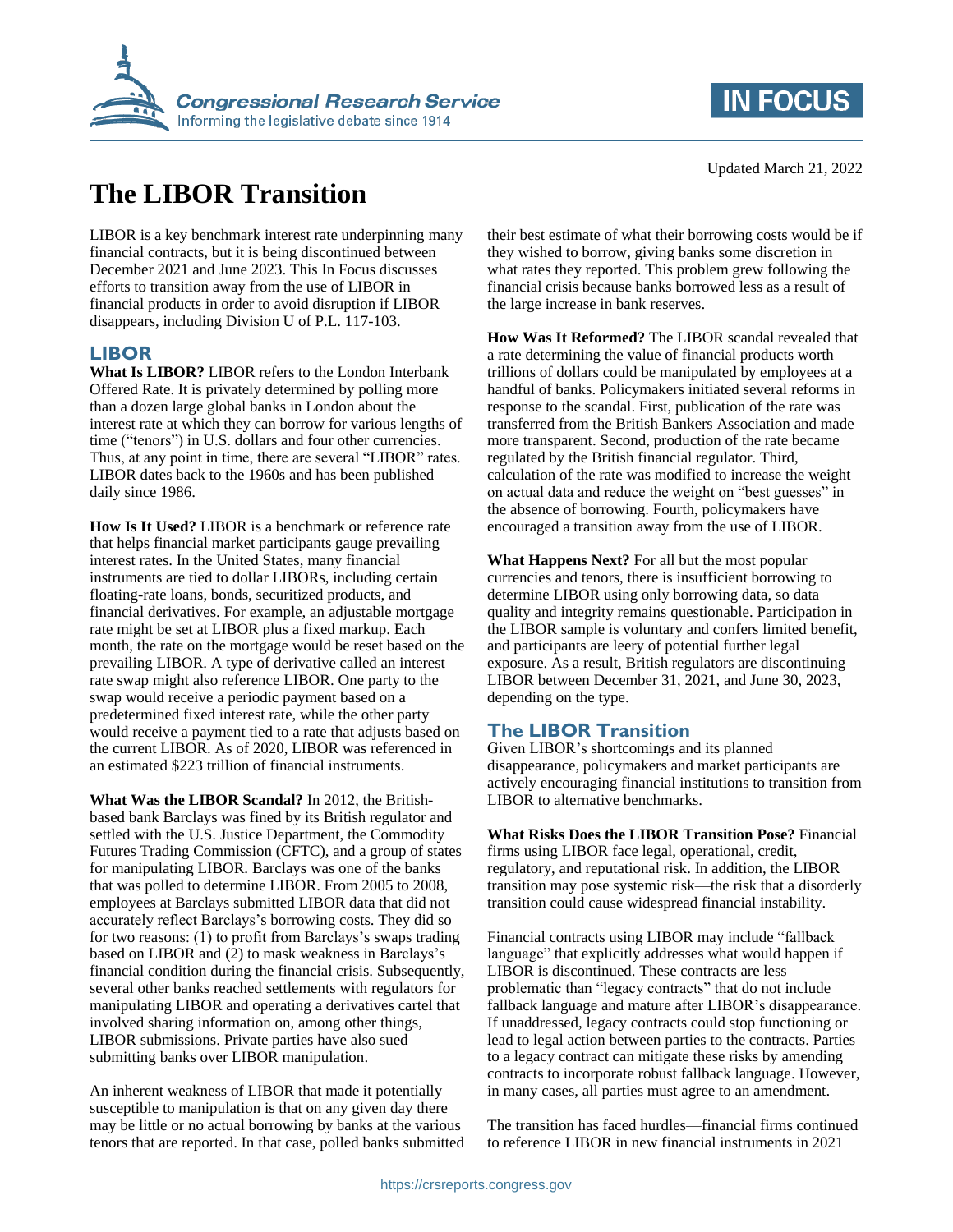Updated March 21, 2022

# The LIBOR Transition

LIBOR is a key benchmark interest rate underpinning many financial contracts, but it is being discontinued between December 2021 and June 2023. This In Focus discusses efforts to transition away from the use of LIBOR in financial products in order to avoid disruption if LIBOR disappears, including Division U of P.L. 117-103.

## LIBOR

**What Is LIBOR?** LIBOR refers to the London Interbank Offered Rate. It is privately determined by polling more than a dozen large global banks in London about the interest rate at which they can borrow for various lengths of time ("tenors") in U.S. dollars and four other currencies. Thus, at any point in time, there are several "LIBOR" rates. LIBOR dates back to the 1960s and has been published daily since 1986.

**How Is It Used?** LIBOR is a benchmark or reference rate that helps financial market participants gauge prevailing interest rates. In the United States, many financial instruments are tied to dollar LIBORs, including certain floating-rate loans, bonds, securitized products, and financial derivatives. For example, an adjustable mortgage rate might be set at LIBOR plus a fixed markup. Each month, the rate on the mortgage would be reset based on the prevailing LIBOR. A type of derivative called an interest rate swap might also reference LIBOR. One party to the swap would receive a periodic payment based on a predetermined fixed interest rate, while the other party would receive a payment tied to a rate that adjusts based on the current LIBOR. As of 2020, LIBOR was referenced in an estimated $223 trillion of financial instruments.

**What Was the LIBOR Scandal?** In 2012, the British-based bank Barclays was fined by its British regulator and settled with the U.S. Justice Department, the Commodity Futures Trading Commission (CFTC), and a group of states for manipulating LIBOR. Barclays was one of the banks that was polled to determine LIBOR. From 2005 to 2008, employees at Barclays submitted LIBOR data that did not accurately reflect Barclays's borrowing costs. They did so for two reasons: (1) to profit from Barclays's swaps trading based on LIBOR and (2) to mask weakness in Barclays's financial condition during the financial crisis. Subsequently, several other banks reached settlements with regulators for manipulating LIBOR and operating a derivatives cartel that involved sharing information on, among other things, LIBOR submissions. Private parties have also sued submitting banks over LIBOR manipulation.

An inherent weakness of LIBOR that made it potentially susceptible to manipulation is that on any given day there may be little or no actual borrowing by banks at the various tenors that are reported. In that case, polled banks submitted their best estimate of what their borrowing costs would be if they wished to borrow, giving banks some discretion in what rates they reported. This problem grew following the financial crisis because banks borrowed less as a result of the large increase in bank reserves.

**How Was It Reformed?** The LIBOR scandal revealed that a rate determining the value of financial products worth trillions of dollars could be manipulated by employees at a handful of banks. Policymakers initiated several reforms in response to the scandal. First, publication of the rate was transferred from the British Bankers Association and made more transparent. Second, production of the rate became regulated by the British financial regulator. Third, calculation of the rate was modified to increase the weight on actual data and reduce the weight on "best guesses" in the absence of borrowing. Fourth, policymakers have encouraged a transition away from the use of LIBOR.

**What Happens Next?** For all but the most popular currencies and tenors, there is insufficient borrowing to determine LIBOR using only borrowing data, so data quality and integrity remains questionable. Participation in the LIBOR sample is voluntary and confers limited benefit, and participants are leery of potential further legal exposure. As a result, British regulators are discontinuing LIBOR between December 31, 2021, and June 30, 2023, depending on the type.

## The LIBOR Transition

Given LIBOR's shortcomings and its planned disappearance, policymakers and market participants are actively encouraging financial institutions to transition from LIBOR to alternative benchmarks.

**What Risks Does the LIBOR Transition Pose?** Financial firms using LIBOR face legal, operational, credit, regulatory, and reputational risk. In addition, the LIBOR transition may pose systemic risk—the risk that a disorderly transition could cause widespread financial instability.

Financial contracts using LIBOR may include "fallback language" that explicitly addresses what would happen if LIBOR is discontinued. These contracts are less problematic than "legacy contracts" that do not include fallback language and mature after LIBOR's disappearance. If unaddressed, legacy contracts could stop functioning or lead to legal action between parties to the contracts. Parties to a legacy contract can mitigate these risks by amending contracts to incorporate robust fallback language. However, in many cases, all parties must agree to an amendment.

The transition has faced hurdles—financial firms continued to reference LIBOR in new financial instruments in 2021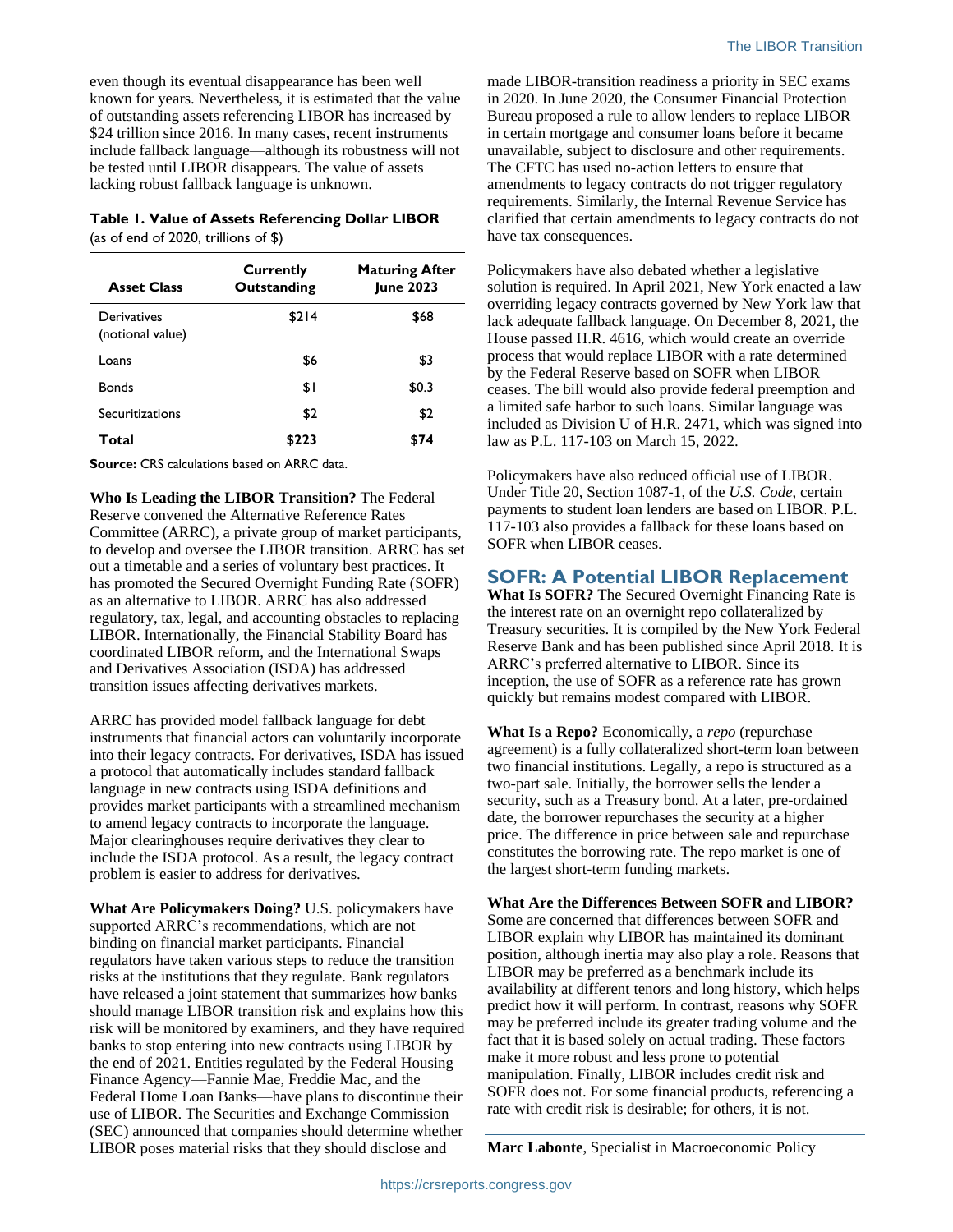even though its eventual disappearance has been well known for years. Nevertheless, it is estimated that the value of outstanding assets referencing LIBOR has increased by $24 trillion since 2016. In many cases, recent instruments include fallback language—although its robustness will not be tested until LIBOR disappears. The value of assets lacking robust fallback language is unknown.

**Table 1. Value of Assets Referencing Dollar LIBOR**
(as of end of 2020, trillions of $)

| Asset Class | Currently Outstanding | Maturing After June 2023 |
| --- | --- | --- |
| Derivatives (notional value) | $214 | $68 |
| Loans | $6 | $3 |
| Bonds | $1 | $0.3 |
| Securitizations | $2 | $2 |
| **Total** | **$223** | **$74** |

**Source:** CRS calculations based on ARRC data.

**Who Is Leading the LIBOR Transition?** The Federal Reserve convened the Alternative Reference Rates Committee (ARRC), a private group of market participants, to develop and oversee the LIBOR transition. ARRC has set out a timetable and a series of voluntary best practices. It has promoted the Secured Overnight Funding Rate (SOFR) as an alternative to LIBOR. ARRC has also addressed regulatory, tax, legal, and accounting obstacles to replacing LIBOR. Internationally, the Financial Stability Board has coordinated LIBOR reform, and the International Swaps and Derivatives Association (ISDA) has addressed transition issues affecting derivatives markets.

ARRC has provided model fallback language for debt instruments that financial actors can voluntarily incorporate into their legacy contracts. For derivatives, ISDA has issued a protocol that automatically includes standard fallback language in new contracts using ISDA definitions and provides market participants with a streamlined mechanism to amend legacy contracts to incorporate the language. Major clearinghouses require derivatives they clear to include the ISDA protocol. As a result, the legacy contract problem is easier to address for derivatives.

**What Are Policymakers Doing?** U.S. policymakers have supported ARRC's recommendations, which are not binding on financial market participants. Financial regulators have taken various steps to reduce the transition risks at the institutions that they regulate. Bank regulators have released a joint statement that summarizes how banks should manage LIBOR transition risk and explains how this risk will be monitored by examiners, and they have required banks to stop entering into new contracts using LIBOR by the end of 2021. Entities regulated by the Federal Housing Finance Agency—Fannie Mae, Freddie Mac, and the Federal Home Loan Banks—have plans to discontinue their use of LIBOR. The Securities and Exchange Commission (SEC) announced that companies should determine whether LIBOR poses material risks that they should disclose and made LIBOR-transition readiness a priority in SEC exams in 2020. In June 2020, the Consumer Financial Protection Bureau proposed a rule to allow lenders to replace LIBOR in certain mortgage and consumer loans before it became unavailable, subject to disclosure and other requirements. The CFTC has used no-action letters to ensure that amendments to legacy contracts do not trigger regulatory requirements. Similarly, the Internal Revenue Service has clarified that certain amendments to legacy contracts do not have tax consequences.

Policymakers have also debated whether a legislative solution is required. In April 2021, New York enacted a law overriding legacy contracts governed by New York law that lack adequate fallback language. On December 8, 2021, the House passed H.R. 4616, which would create an override process that would replace LIBOR with a rate determined by the Federal Reserve based on SOFR when LIBOR ceases. The bill would also provide federal preemption and a limited safe harbor to such loans. Similar language was included as Division U of H.R. 2471, which was signed into law as P.L. 117-103 on March 15, 2022.

Policymakers have also reduced official use of LIBOR. Under Title 20, Section 1087-1, of the *U.S. Code*, certain payments to student loan lenders are based on LIBOR. P.L. 117-103 also provides a fallback for these loans based on SOFR when LIBOR ceases.

## SOFR: A Potential LIBOR Replacement

**What Is SOFR?** The Secured Overnight Financing Rate is the interest rate on an overnight repo collateralized by Treasury securities. It is compiled by the New York Federal Reserve Bank and has been published since April 2018. It is ARRC's preferred alternative to LIBOR. Since its inception, the use of SOFR as a reference rate has grown quickly but remains modest compared with LIBOR.

**What Is a Repo?** Economically, a *repo* (repurchase agreement) is a fully collateralized short-term loan between two financial institutions. Legally, a repo is structured as a two-part sale. Initially, the borrower sells the lender a security, such as a Treasury bond. At a later, pre-ordained date, the borrower repurchases the security at a higher price. The difference in price between sale and repurchase constitutes the borrowing rate. The repo market is one of the largest short-term funding markets.

**What Are the Differences Between SOFR and LIBOR?** Some are concerned that differences between SOFR and LIBOR explain why LIBOR has maintained its dominant position, although inertia may also play a role. Reasons that LIBOR may be preferred as a benchmark include its availability at different tenors and long history, which helps predict how it will perform. In contrast, reasons why SOFR may be preferred include its greater trading volume and the fact that it is based solely on actual trading. These factors make it more robust and less prone to potential manipulation. Finally, LIBOR includes credit risk and SOFR does not. For some financial products, referencing a rate with credit risk is desirable; for others, it is not.

---

**Marc Labonte**, Specialist in Macroeconomic Policy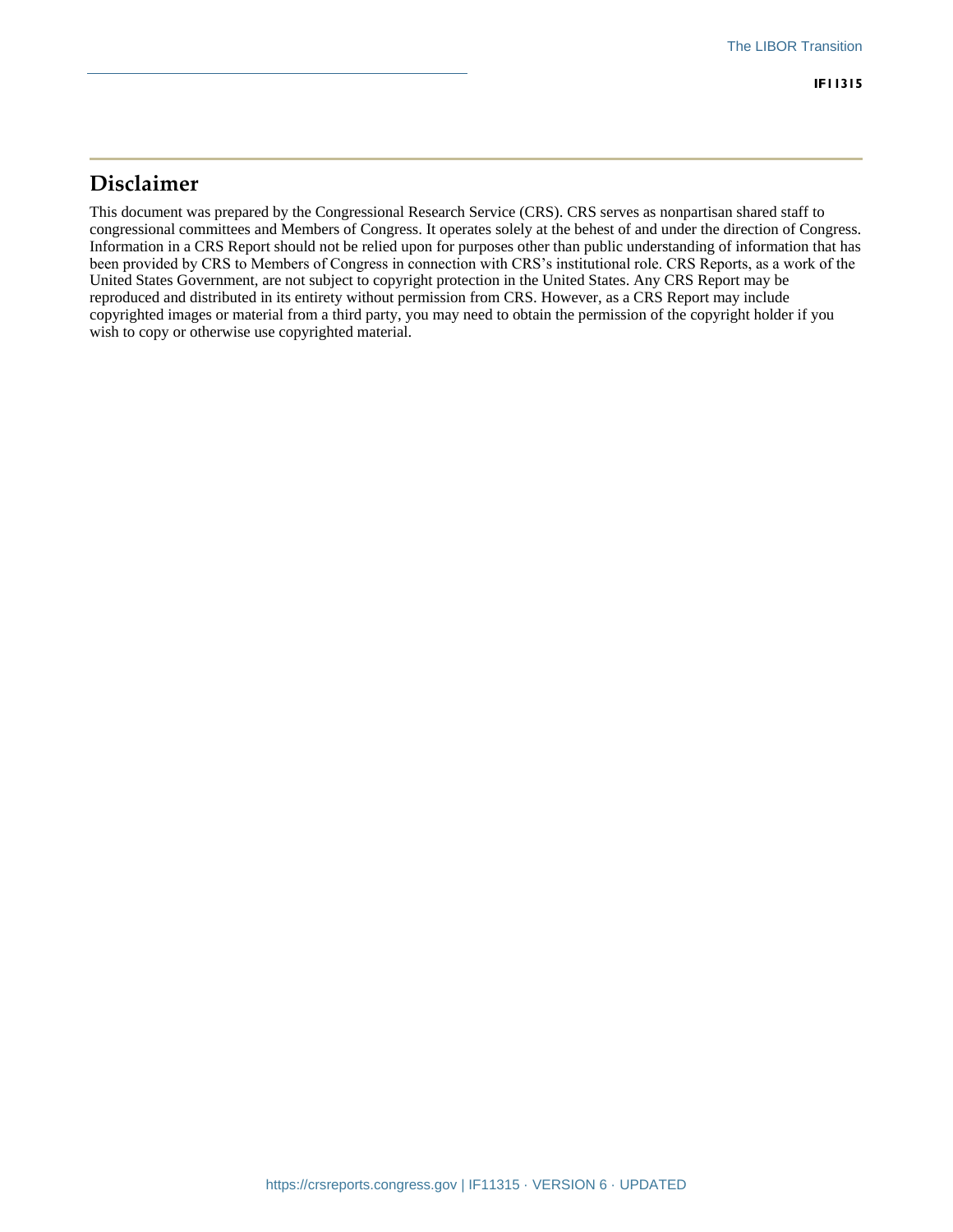## Disclaimer

This document was prepared by the Congressional Research Service (CRS). CRS serves as nonpartisan shared staff to congressional committees and Members of Congress. It operates solely at the behest of and under the direction of Congress. Information in a CRS Report should not be relied upon for purposes other than public understanding of information that has been provided by CRS to Members of Congress in connection with CRS's institutional role. CRS Reports, as a work of the United States Government, are not subject to copyright protection in the United States. Any CRS Report may be reproduced and distributed in its entirety without permission from CRS. However, as a CRS Report may include copyrighted images or material from a third party, you may need to obtain the permission of the copyright holder if you wish to copy or otherwise use copyrighted material.